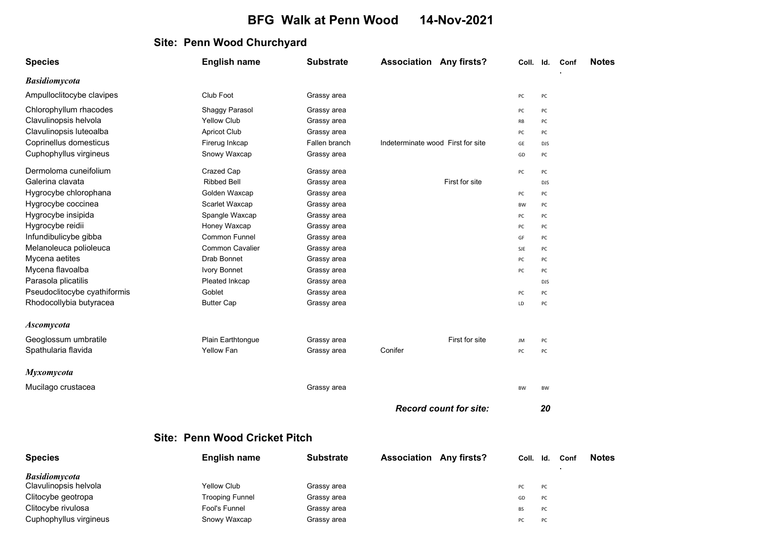# BFG Walk at Penn Wood 14-Nov-2021

## Site: Penn Wood Churchyard

| Species | English name | Substrate | Association | Any firsts? | Coll. | Id. | Conf. | Notes |
|---|---|---|---|---|---|---|---|---|
| ***Basidiomycota*** | | | | | | | | |
| Ampulloclitocybe clavipes | Club Foot | Grassy area | | | PC | PC | | |
| Chlorophyllum rhacodes | Shaggy Parasol | Grassy area | | | PC | PC | | |
| Clavulinopsis helvola | Yellow Club | Grassy area | | | RB | PC | | |
| Clavulinopsis luteoalba | Apricot Club | Grassy area | | | PC | PC | | |
| Coprinellus domesticus | Firerug Inkcap | Fallen branch | Indeterminate wood | First for site | GE | DJS | | |
| Cuphophyllus virgineus | Snowy Waxcap | Grassy area | | | GD | PC | | |
| Dermoloma cuneifolium | Crazed Cap | Grassy area | | | PC | PC | | |
| Galerina clavata | Ribbed Bell | Grassy area | | First for site | | DJS | | |
| Hygrocybe chlorophana | Golden Waxcap | Grassy area | | | PC | PC | | |
| Hygrocybe coccinea | Scarlet Waxcap | Grassy area | | | BW | PC | | |
| Hygrocybe insipida | Spangle Waxcap | Grassy area | | | PC | PC | | |
| Hygrocybe reidii | Honey Waxcap | Grassy area | | | PC | PC | | |
| Infundibulicybe gibba | Common Funnel | Grassy area | | | GF | PC | | |
| Melanoleuca polioleuca | Common Cavalier | Grassy area | | | SJE | PC | | |
| Mycena aetites | Drab Bonnet | Grassy area | | | PC | PC | | |
| Mycena flavoalba | Ivory Bonnet | Grassy area | | | PC | PC | | |
| Parasola plicatilis | Pleated Inkcap | Grassy area | | | | DJS | | |
| Pseudoclitocybe cyathiformis | Goblet | Grassy area | | | PC | PC | | |
| Rhodocollybia butyracea | Butter Cap | Grassy area | | | LD | PC | | |
| ***Ascomycota*** | | | | | | | | |
| Geoglossum umbratile | Plain Earthtongue | Grassy area | | First for site | JM | PC | | |
| Spathularia flavida | Yellow Fan | Grassy area | Conifer | | PC | PC | | |
| ***Myxomycota*** | | | | | | | | |
| Mucilago crustacea | | Grassy area | | | BW | BW | | |

***Record count for site: 20***

## Site: Penn Wood Cricket Pitch

| Species | English name | Substrate | Association | Any firsts? | Coll. | Id. | Conf. | Notes |
|---|---|---|---|---|---|---|---|---|
| ***Basidiomycota*** | | | | | | | | |
| Clavulinopsis helvola | Yellow Club | Grassy area | | | PC | PC | | |
| Clitocybe geotropa | Trooping Funnel | Grassy area | | | GD | PC | | |
| Clitocybe rivulosa | Fool's Funnel | Grassy area | | | BS | PC | | |
| Cuphophyllus virgineus | Snowy Waxcap | Grassy area | | | PC | PC | | |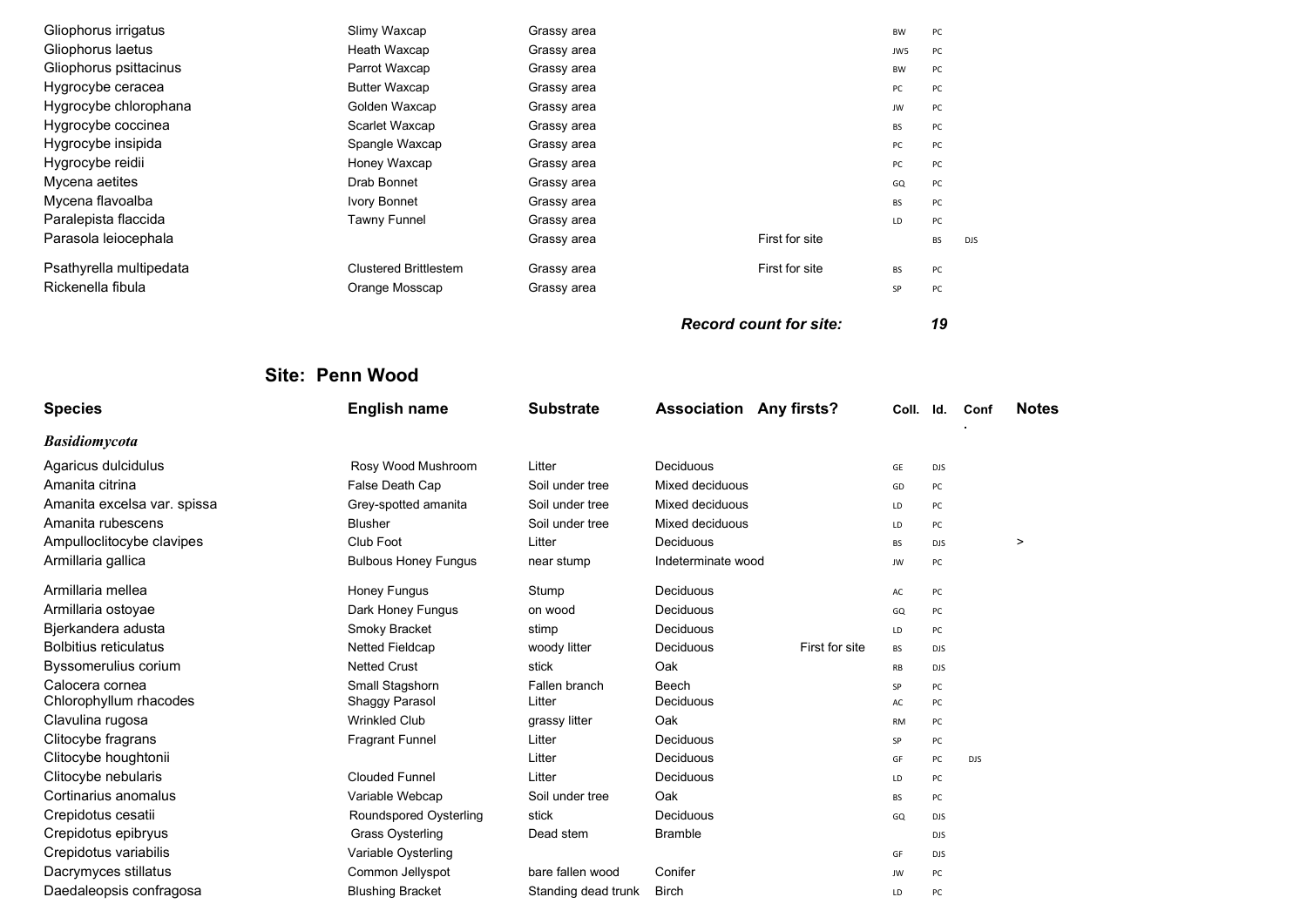| | | | | | | | | |
|---|---|---|---|---|---|---|---|---|
| Gliophorus irrigatus | Slimy Waxcap | Grassy area | | | BW | PC | | |
| Gliophorus laetus | Heath Waxcap | Grassy area | | | JWS | PC | | |
| Gliophorus psittacinus | Parrot Waxcap | Grassy area | | | BW | PC | | |
| Hygrocybe ceracea | Butter Waxcap | Grassy area | | | PC | PC | | |
| Hygrocybe chlorophana | Golden Waxcap | Grassy area | | | JW | PC | | |
| Hygrocybe coccinea | Scarlet Waxcap | Grassy area | | | BS | PC | | |
| Hygrocybe insipida | Spangle Waxcap | Grassy area | | | PC | PC | | |
| Hygrocybe reidii | Honey Waxcap | Grassy area | | | PC | PC | | |
| Mycena aetites | Drab Bonnet | Grassy area | | | GQ | PC | | |
| Mycena flavoalba | Ivory Bonnet | Grassy area | | | BS | PC | | |
| Paralepista flaccida | Tawny Funnel | Grassy area | | | LD | PC | | |
| Parasola leiocephala | | Grassy area | | First for site | | BS | DJS | |
| Psathyrella multipedata | Clustered Brittlestem | Grassy area | | First for site | BS | PC | | |
| Rickenella fibula | Orange Mosscap | Grassy area | | | SP | PC | | |
| | | | | ***Record count for site:*** | | ***19*** | | |

## Site: Penn Wood

| Species | English name | Substrate | Association | Any firsts? | Coll. | Id. | Conf. | Notes |
|---|---|---|---|---|---|---|---|---|
| ***Basidiomycota*** | | | | | | | | |
| Agaricus dulcidulus | Rosy Wood Mushroom | Litter | Deciduous | | GE | DJS | | |
| Amanita citrina | False Death Cap | Soil under tree | Mixed deciduous | | GD | PC | | |
| Amanita excelsa var. spissa | Grey-spotted amanita | Soil under tree | Mixed deciduous | | LD | PC | | |
| Amanita rubescens | Blusher | Soil under tree | Mixed deciduous | | LD | PC | | |
| Ampulloclitocybe clavipes | Club Foot | Litter | Deciduous | | BS | DJS | | > |
| Armillaria gallica | Bulbous Honey Fungus | near stump | Indeterminate wood | | JW | PC | | |
| Armillaria mellea | Honey Fungus | Stump | Deciduous | | AC | PC | | |
| Armillaria ostoyae | Dark Honey Fungus | on wood | Deciduous | | GQ | PC | | |
| Bjerkandera adusta | Smoky Bracket | stimp | Deciduous | | LD | PC | | |
| Bolbitius reticulatus | Netted Fieldcap | woody litter | Deciduous | First for site | BS | DJS | | |
| Byssomerulius corium | Netted Crust | stick | Oak | | RB | DJS | | |
| Calocera cornea | Small Stagshorn | Fallen branch | Beech | | SP | PC | | |
| Chlorophyllum rhacodes | Shaggy Parasol | Litter | Deciduous | | AC | PC | | |
| Clavulina rugosa | Wrinkled Club | grassy litter | Oak | | RM | PC | | |
| Clitocybe fragrans | Fragrant Funnel | Litter | Deciduous | | SP | PC | | |
| Clitocybe houghtonii | | Litter | Deciduous | | GF | PC | DJS | |
| Clitocybe nebularis | Clouded Funnel | Litter | Deciduous | | LD | PC | | |
| Cortinarius anomalus | Variable Webcap | Soil under tree | Oak | | BS | PC | | |
| Crepidotus cesatii | Roundspored Oysterling | stick | Deciduous | | GQ | DJS | | |
| Crepidotus epibryus | Grass Oysterling | Dead stem | Bramble | | | DJS | | |
| Crepidotus variabilis | Variable Oysterling | | | | GF | DJS | | |
| Dacrymyces stillatus | Common Jellyspot | bare fallen wood | Conifer | | JW | PC | | |
| Daedaleopsis confragosa | Blushing Bracket | Standing dead trunk | Birch | | LD | PC | | |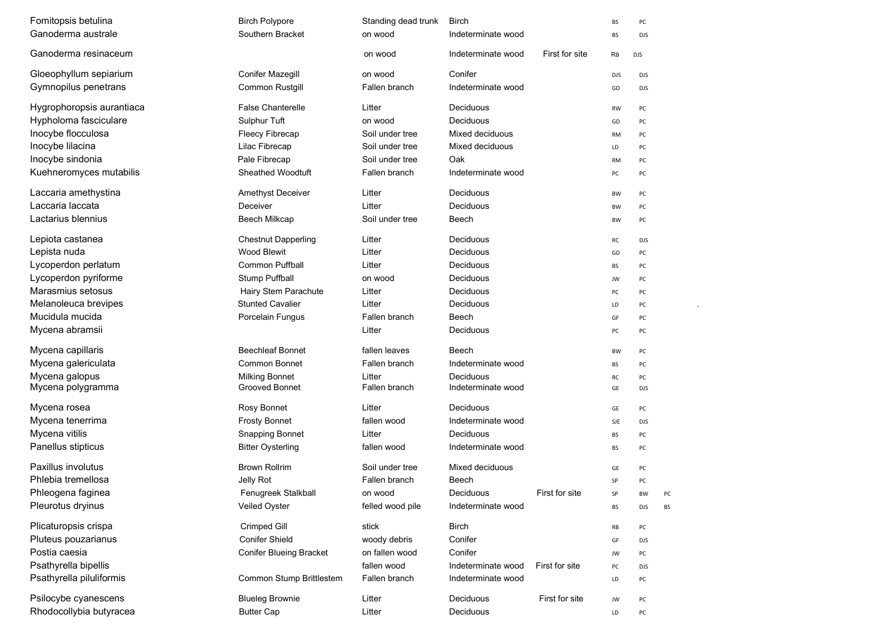| | | | | | | | |
|---|---|---|---|---|---|---|---|
| Fomitopsis betulina | Birch Polypore | Standing dead trunk | Birch | | BS | PC | |
| Ganoderma australe | Southern Bracket | on wood | Indeterminate wood | | BS | DJS | |
| Ganoderma resinaceum | | on wood | Indeterminate wood | First for site | RB | DJS | |
| Gloeophyllum sepiarium | Conifer Mazegill | on wood | Conifer | | DJS | DJS | |
| Gymnopilus penetrans | Common Rustgill | Fallen branch | Indeterminate wood | | GD | DJS | |
| Hygrophoropsis aurantiaca | False Chanterelle | Litter | Deciduous | | RW | PC | |
| Hypholoma fasciculare | Sulphur Tuft | on wood | Deciduous | | GD | PC | |
| Inocybe flocculosa | Fleecy Fibrecap | Soil under tree | Mixed deciduous | | RM | PC | |
| Inocybe lilacina | Lilac Fibrecap | Soil under tree | Mixed deciduous | | LD | PC | |
| Inocybe sindonia | Pale Fibrecap | Soil under tree | Oak | | RM | PC | |
| Kuehneromyces mutabilis | Sheathed Woodtuft | Fallen branch | Indeterminate wood | | PC | PC | |
| Laccaria amethystina | Amethyst Deceiver | Litter | Deciduous | | BW | PC | |
| Laccaria laccata | Deceiver | Litter | Deciduous | | BW | PC | |
| Lactarius blennius | Beech Milkcap | Soil under tree | Beech | | BW | PC | |
| Lepiota castanea | Chestnut Dapperling | Litter | Deciduous | | RC | DJS | |
| Lepista nuda | Wood Blewit | Litter | Deciduous | | GD | PC | |
| Lycoperdon perlatum | Common Puffball | Litter | Deciduous | | BS | PC | |
| Lycoperdon pyriforme | Stump Puffball | on wood | Deciduous | | JW | PC | |
| Marasmius setosus | Hairy Stem Parachute | Litter | Deciduous | | PC | PC | |
| Melanoleuca brevipes | Stunted Cavalier | Litter | Deciduous | | LD | PC | . |
| Mucidula mucida | Porcelain Fungus | Fallen branch | Beech | | GF | PC | |
| Mycena abramsii | | Litter | Deciduous | | PC | PC | |
| Mycena capillaris | Beechleaf Bonnet | fallen leaves | Beech | | BW | PC | |
| Mycena galericulata | Common Bonnet | Fallen branch | Indeterminate wood | | BS | PC | |
| Mycena galopus | Milking Bonnet | Litter | Deciduous | | RC | PC | |
| Mycena polygramma | Grooved Bonnet | Fallen branch | Indeterminate wood | | GE | DJS | |
| Mycena rosea | Rosy Bonnet | Litter | Deciduous | | GE | PC | |
| Mycena tenerrima | Frosty Bonnet | fallen wood | Indeterminate wood | | SJE | DJS | |
| Mycena vitilis | Snapping Bonnet | Litter | Deciduous | | BS | PC | |
| Panellus stipticus | Bitter Oysterling | fallen wood | Indeterminate wood | | BS | PC | |
| Paxillus involutus | Brown Rollrim | Soil under tree | Mixed deciduous | | GE | PC | |
| Phlebia tremellosa | Jelly Rot | Fallen branch | Beech | | SP | PC | |
| Phleogena faginea | Fenugreek Stalkball | on wood | Deciduous | First for site | SP | BW | PC |
| Pleurotus dryinus | Veiled Oyster | felled wood pile | Indeterminate wood | | BS | DJS | BS |
| Plicaturopsis crispa | Crimped Gill | stick | Birch | | RB | PC | |
| Pluteus pouzarianus | Conifer Shield | woody debris | Conifer | | GF | DJS | |
| Postia caesia | Conifer Blueing Bracket | on fallen wood | Conifer | | JW | PC | |
| Psathyrella bipellis | | fallen wood | Indeterminate wood | First for site | PC | DJS | |
| Psathyrella piluliformis | Common Stump Brittlestem | Fallen branch | Indeterminate wood | | LD | PC | |
| Psilocybe cyanescens | Blueleg Brownie | Litter | Deciduous | First for site | JW | PC | |
| Rhodocollybia butyracea | Butter Cap | Litter | Deciduous | | LD | PC | |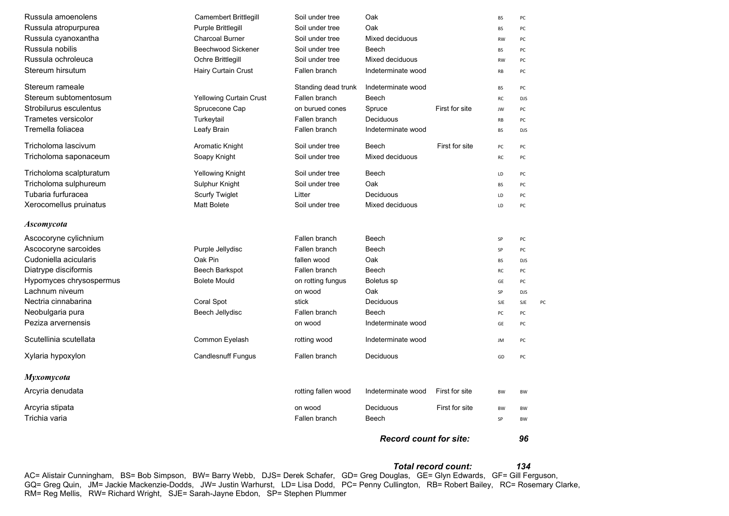| | | | | | | | |
|---|---|---|---|---|---|---|---|
| Russula amoenolens | Camembert Brittlegill | Soil under tree | Oak | | BS | PC | |
| Russula atropurpurea | Purple Brittlegill | Soil under tree | Oak | | BS | PC | |
| Russula cyanoxantha | Charcoal Burner | Soil under tree | Mixed deciduous | | RW | PC | |
| Russula nobilis | Beechwood Sickener | Soil under tree | Beech | | BS | PC | |
| Russula ochroleuca | Ochre Brittlegill | Soil under tree | Mixed deciduous | | RW | PC | |
| Stereum hirsutum | Hairy Curtain Crust | Fallen branch | Indeterminate wood | | RB | PC | |
| Stereum rameale | | Standing dead trunk | Indeterminate wood | | BS | PC | |
| Stereum subtomentosum | Yellowing Curtain Crust | Fallen branch | Beech | | RC | DJS | |
| Strobilurus esculentus | Sprucecone Cap | on burued cones | Spruce | First for site | JW | PC | |
| Trametes versicolor | Turkeytail | Fallen branch | Deciduous | | RB | PC | |
| Tremella foliacea | Leafy Brain | Fallen branch | Indeterminate wood | | BS | DJS | |
| Tricholoma lascivum | Aromatic Knight | Soil under tree | Beech | First for site | PC | PC | |
| Tricholoma saponaceum | Soapy Knight | Soil under tree | Mixed deciduous | | RC | PC | |
| Tricholoma scalpturatum | Yellowing Knight | Soil under tree | Beech | | LD | PC | |
| Tricholoma sulphureum | Sulphur Knight | Soil under tree | Oak | | BS | PC | |
| Tubaria furfuracea | Scurfy Twiglet | Litter | Deciduous | | LD | PC | |
| Xerocomellus pruinatus | Matt Bolete | Soil under tree | Mixed deciduous | | LD | PC | |
| ***Ascomycota*** | | | | | | | |
| Ascocoryne cylichnium | | Fallen branch | Beech | | SP | PC | |
| Ascocoryne sarcoides | Purple Jellydisc | Fallen branch | Beech | | SP | PC | |
| Cudoniella acicularis | Oak Pin | fallen wood | Oak | | BS | DJS | |
| Diatrype disciformis | Beech Barkspot | Fallen branch | Beech | | RC | PC | |
| Hypomyces chrysospermus | Bolete Mould | on rotting fungus | Boletus sp | | GE | PC | |
| Lachnum niveum | | on wood | Oak | | SP | DJS | |
| Nectria cinnabarina | Coral Spot | stick | Deciduous | | SJE | SJE | PC |
| Neobulgaria pura | Beech Jellydisc | Fallen branch | Beech | | PC | PC | |
| Peziza arvernensis | | on wood | Indeterminate wood | | GE | PC | |
| Scutellinia scutellata | Common Eyelash | rotting wood | Indeterminate wood | | JM | PC | |
| Xylaria hypoxylon | Candlesnuff Fungus | Fallen branch | Deciduous | | GD | PC | |
| ***Myxomycota*** | | | | | | | |
| Arcyria denudata | | rotting fallen wood | Indeterminate wood | First for site | BW | BW | |
| Arcyria stipata | | on wood | Deciduous | First for site | BW | BW | |
| Trichia varia | | Fallen branch | Beech | | SP | BW | |
| | | | ***Record count for site:*** | | | ***96*** | |
| | | | ***Total record count:*** | | | ***134*** | |

AC= Alistair Cunningham, BS= Bob Simpson, BW= Barry Webb, DJS= Derek Schafer, GD= Greg Douglas, GE= Glyn Edwards, GF= Gill Ferguson, GQ= Greg Quin, JM= Jackie Mackenzie-Dodds, JW= Justin Warhurst, LD= Lisa Dodd, PC= Penny Cullington, RB= Robert Bailey, RC= Rosemary Clarke, RM= Reg Mellis, RW= Richard Wright, SJE= Sarah-Jayne Ebdon, SP= Stephen Plummer